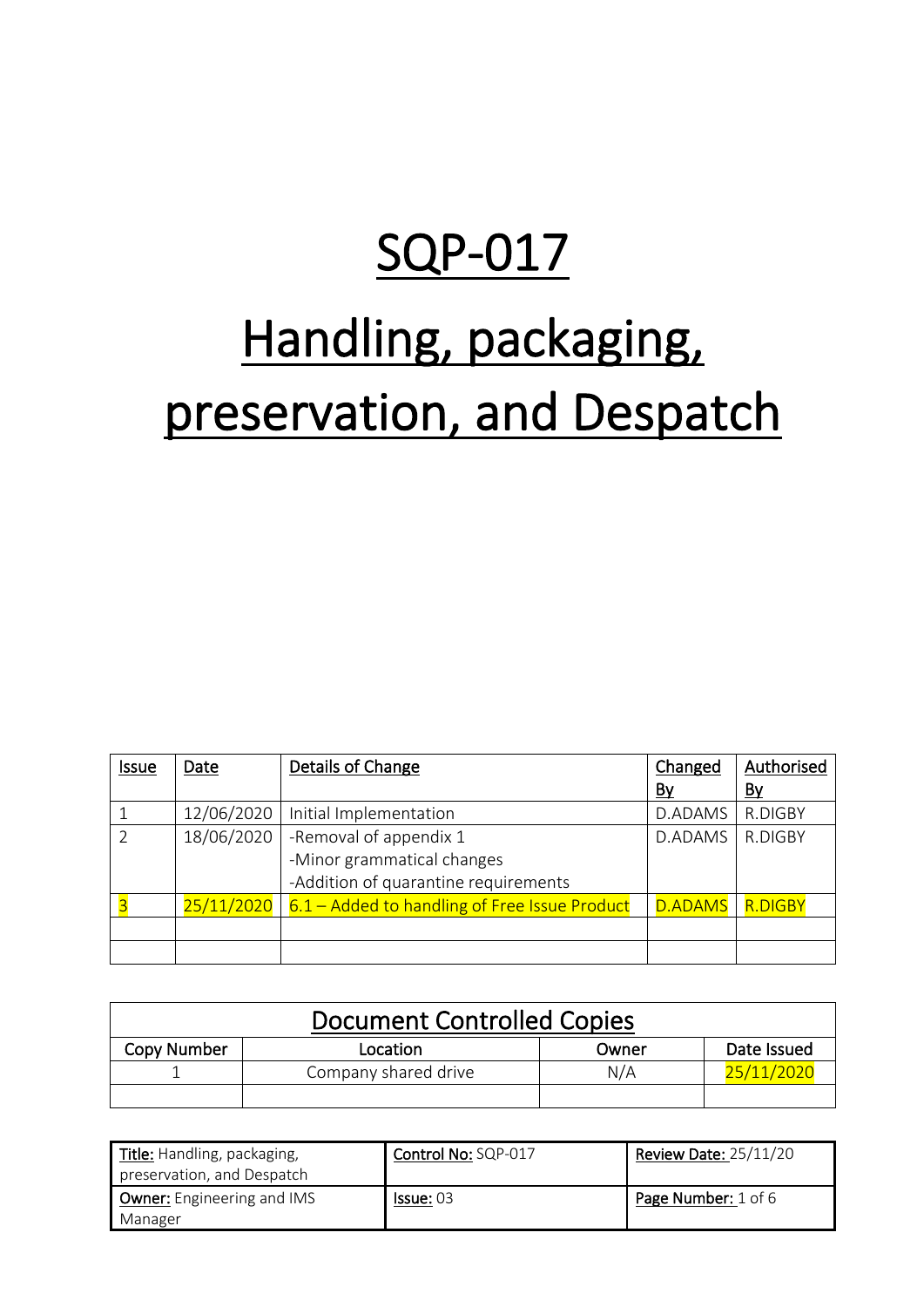# SQP-017

# Handling, packaging, preservation, and Despatch

| Issue | Date | Details of Change | Changed By | Authorised By |
|---|---|---|---|---|
| 1 | 12/06/2020 | Initial Implementation | D.ADAMS | R.DIGBY |
| 2 | 18/06/2020 | -Removal of appendix 1<br>-Minor grammatical changes<br>-Addition of quarantine requirements | D.ADAMS | R.DIGBY |
| 3 | 25/11/2020 | 6.1 – Added to handling of Free Issue Product | D.ADAMS | R.DIGBY |
| | | | | |
| | | | | |

| Document Controlled Copies | | | |
|---|---|---|---|
| Copy Number | Location | Owner | Date Issued |
| 1 | Company shared drive | N/A | 25/11/2020 |
| | | | |

| Title: Handling, packaging, preservation, and Despatch | Control No: SQP-017 | Review Date: 25/11/20 |
|---|---|---|
| Owner: Engineering and IMS Manager | Issue: 03 | Page Number: 1 of 6 |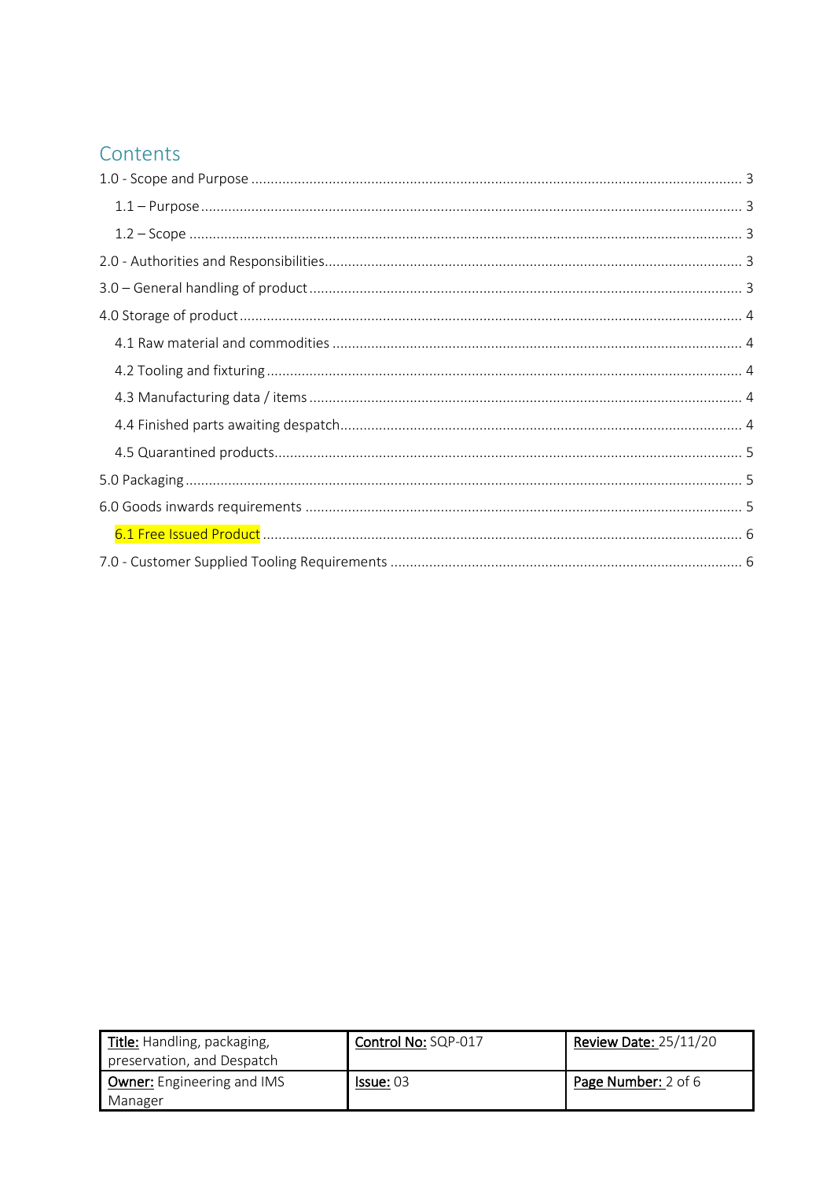# Contents

1.0 - Scope and Purpose ..... 3

- 1.1 – Purpose ..... 3
- 1.2 – Scope ..... 3

2.0 - Authorities and Responsibilities ..... 3

3.0 – General handling of product ..... 3

4.0 Storage of product ..... 4

- 4.1 Raw material and commodities ..... 4
- 4.2 Tooling and fixturing ..... 4
- 4.3 Manufacturing data / items ..... 4
- 4.4 Finished parts awaiting despatch ..... 4
- 4.5 Quarantined products ..... 5

5.0 Packaging ..... 5

6.0 Goods inwards requirements ..... 5

- 6.1 Free Issued Product ..... 6

7.0 - Customer Supplied Tooling Requirements ..... 6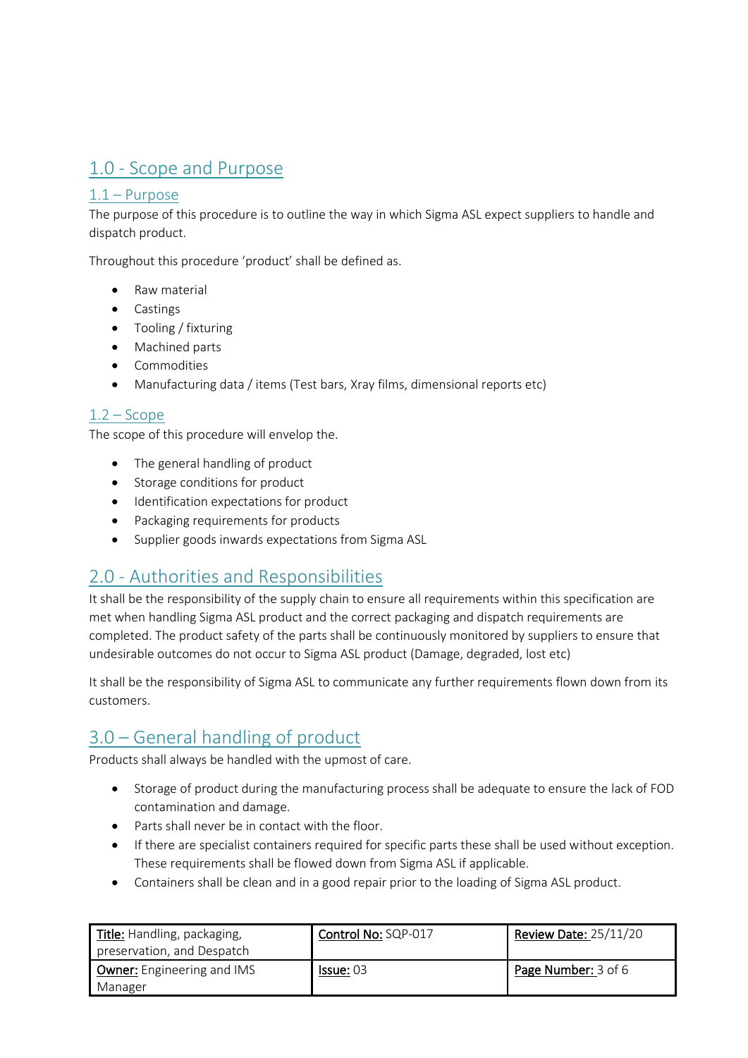## 1.0 - Scope and Purpose

### 1.1 – Purpose

The purpose of this procedure is to outline the way in which Sigma ASL expect suppliers to handle and dispatch product.

Throughout this procedure 'product' shall be defined as.

- Raw material
- Castings
- Tooling / fixturing
- Machined parts
- Commodities
- Manufacturing data / items (Test bars, Xray films, dimensional reports etc)

### 1.2 – Scope

The scope of this procedure will envelop the.

- The general handling of product
- Storage conditions for product
- Identification expectations for product
- Packaging requirements for products
- Supplier goods inwards expectations from Sigma ASL

## 2.0 - Authorities and Responsibilities

It shall be the responsibility of the supply chain to ensure all requirements within this specification are met when handling Sigma ASL product and the correct packaging and dispatch requirements are completed. The product safety of the parts shall be continuously monitored by suppliers to ensure that undesirable outcomes do not occur to Sigma ASL product (Damage, degraded, lost etc)

It shall be the responsibility of Sigma ASL to communicate any further requirements flown down from its customers.

## 3.0 – General handling of product

Products shall always be handled with the upmost of care.

- Storage of product during the manufacturing process shall be adequate to ensure the lack of FOD contamination and damage.
- Parts shall never be in contact with the floor.
- If there are specialist containers required for specific parts these shall be used without exception. These requirements shall be flowed down from Sigma ASL if applicable.
- Containers shall be clean and in a good repair prior to the loading of Sigma ASL product.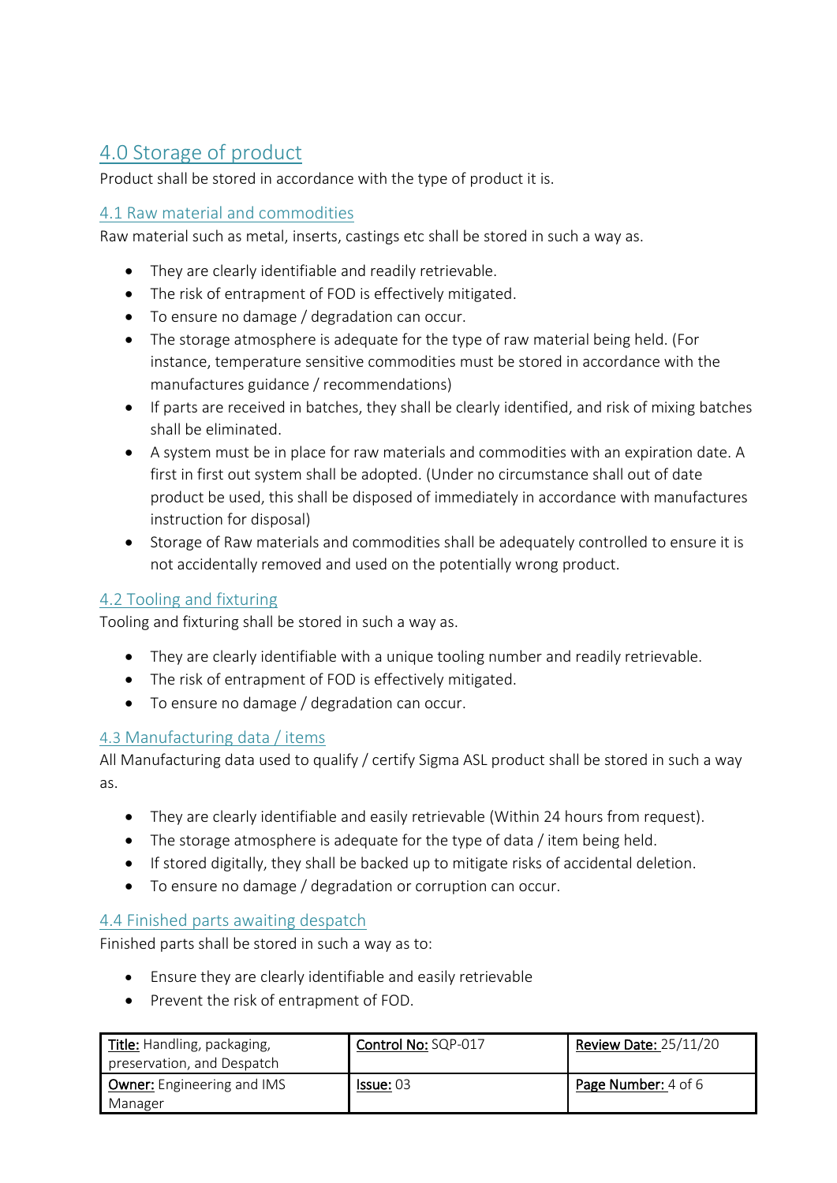## 4.0 Storage of product

Product shall be stored in accordance with the type of product it is.

### 4.1 Raw material and commodities

Raw material such as metal, inserts, castings etc shall be stored in such a way as.

- They are clearly identifiable and readily retrievable.
- The risk of entrapment of FOD is effectively mitigated.
- To ensure no damage / degradation can occur.
- The storage atmosphere is adequate for the type of raw material being held. (For instance, temperature sensitive commodities must be stored in accordance with the manufactures guidance / recommendations)
- If parts are received in batches, they shall be clearly identified, and risk of mixing batches shall be eliminated.
- A system must be in place for raw materials and commodities with an expiration date. A first in first out system shall be adopted. (Under no circumstance shall out of date product be used, this shall be disposed of immediately in accordance with manufactures instruction for disposal)
- Storage of Raw materials and commodities shall be adequately controlled to ensure it is not accidentally removed and used on the potentially wrong product.

### 4.2 Tooling and fixturing

Tooling and fixturing shall be stored in such a way as.

- They are clearly identifiable with a unique tooling number and readily retrievable.
- The risk of entrapment of FOD is effectively mitigated.
- To ensure no damage / degradation can occur.

### 4.3 Manufacturing data / items

All Manufacturing data used to qualify / certify Sigma ASL product shall be stored in such a way as.

- They are clearly identifiable and easily retrievable (Within 24 hours from request).
- The storage atmosphere is adequate for the type of data / item being held.
- If stored digitally, they shall be backed up to mitigate risks of accidental deletion.
- To ensure no damage / degradation or corruption can occur.

### 4.4 Finished parts awaiting despatch

Finished parts shall be stored in such a way as to:

- Ensure they are clearly identifiable and easily retrievable
- Prevent the risk of entrapment of FOD.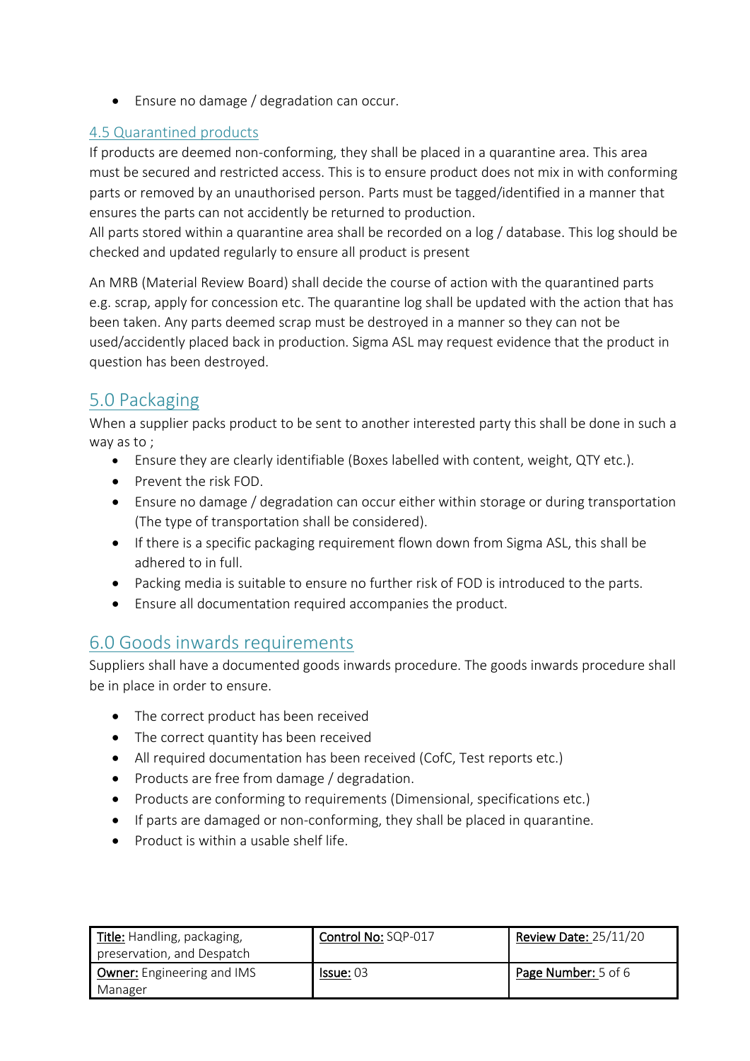- Ensure no damage / degradation can occur.

### 4.5 Quarantined products

If products are deemed non-conforming, they shall be placed in a quarantine area. This area must be secured and restricted access. This is to ensure product does not mix in with conforming parts or removed by an unauthorised person. Parts must be tagged/identified in a manner that ensures the parts can not accidently be returned to production.
All parts stored within a quarantine area shall be recorded on a log / database. This log should be checked and updated regularly to ensure all product is present

An MRB (Material Review Board) shall decide the course of action with the quarantined parts e.g. scrap, apply for concession etc. The quarantine log shall be updated with the action that has been taken. Any parts deemed scrap must be destroyed in a manner so they can not be used/accidently placed back in production. Sigma ASL may request evidence that the product in question has been destroyed.

## 5.0 Packaging

When a supplier packs product to be sent to another interested party this shall be done in such a way as to ;

- Ensure they are clearly identifiable (Boxes labelled with content, weight, QTY etc.).
- Prevent the risk FOD.
- Ensure no damage / degradation can occur either within storage or during transportation (The type of transportation shall be considered).
- If there is a specific packaging requirement flown down from Sigma ASL, this shall be adhered to in full.
- Packing media is suitable to ensure no further risk of FOD is introduced to the parts.
- Ensure all documentation required accompanies the product.

## 6.0 Goods inwards requirements

Suppliers shall have a documented goods inwards procedure. The goods inwards procedure shall be in place in order to ensure.

- The correct product has been received
- The correct quantity has been received
- All required documentation has been received (CofC, Test reports etc.)
- Products are free from damage / degradation.
- Products are conforming to requirements (Dimensional, specifications etc.)
- If parts are damaged or non-conforming, they shall be placed in quarantine.
- Product is within a usable shelf life.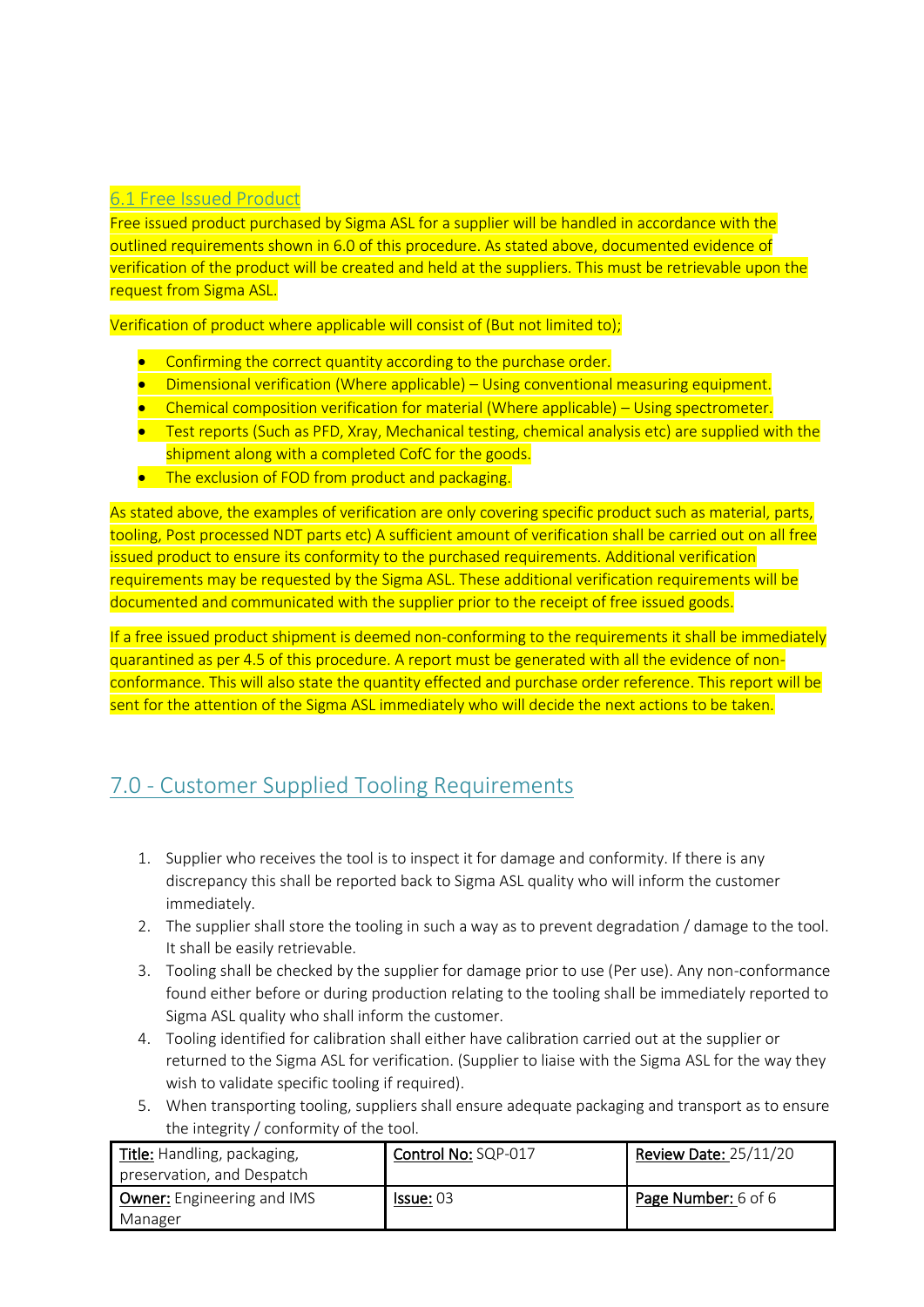### 6.1 Free Issued Product

Free issued product purchased by Sigma ASL for a supplier will be handled in accordance with the outlined requirements shown in 6.0 of this procedure. As stated above, documented evidence of verification of the product will be created and held at the suppliers. This must be retrievable upon the request from Sigma ASL.

Verification of product where applicable will consist of (But not limited to);

- Confirming the correct quantity according to the purchase order.
- Dimensional verification (Where applicable) – Using conventional measuring equipment.
- Chemical composition verification for material (Where applicable) – Using spectrometer.
- Test reports (Such as PFD, Xray, Mechanical testing, chemical analysis etc) are supplied with the shipment along with a completed CofC for the goods.
- The exclusion of FOD from product and packaging.

As stated above, the examples of verification are only covering specific product such as material, parts, tooling, Post processed NDT parts etc) A sufficient amount of verification shall be carried out on all free issued product to ensure its conformity to the purchased requirements. Additional verification requirements may be requested by the Sigma ASL. These additional verification requirements will be documented and communicated with the supplier prior to the receipt of free issued goods.

If a free issued product shipment is deemed non-conforming to the requirements it shall be immediately quarantined as per 4.5 of this procedure. A report must be generated with all the evidence of non-conformance. This will also state the quantity effected and purchase order reference. This report will be sent for the attention of the Sigma ASL immediately who will decide the next actions to be taken.

## 7.0 - Customer Supplied Tooling Requirements

1. Supplier who receives the tool is to inspect it for damage and conformity. If there is any discrepancy this shall be reported back to Sigma ASL quality who will inform the customer immediately.
2. The supplier shall store the tooling in such a way as to prevent degradation / damage to the tool. It shall be easily retrievable.
3. Tooling shall be checked by the supplier for damage prior to use (Per use). Any non-conformance found either before or during production relating to the tooling shall be immediately reported to Sigma ASL quality who shall inform the customer.
4. Tooling identified for calibration shall either have calibration carried out at the supplier or returned to the Sigma ASL for verification. (Supplier to liaise with the Sigma ASL for the way they wish to validate specific tooling if required).
5. When transporting tooling, suppliers shall ensure adequate packaging and transport as to ensure the integrity / conformity of the tool.